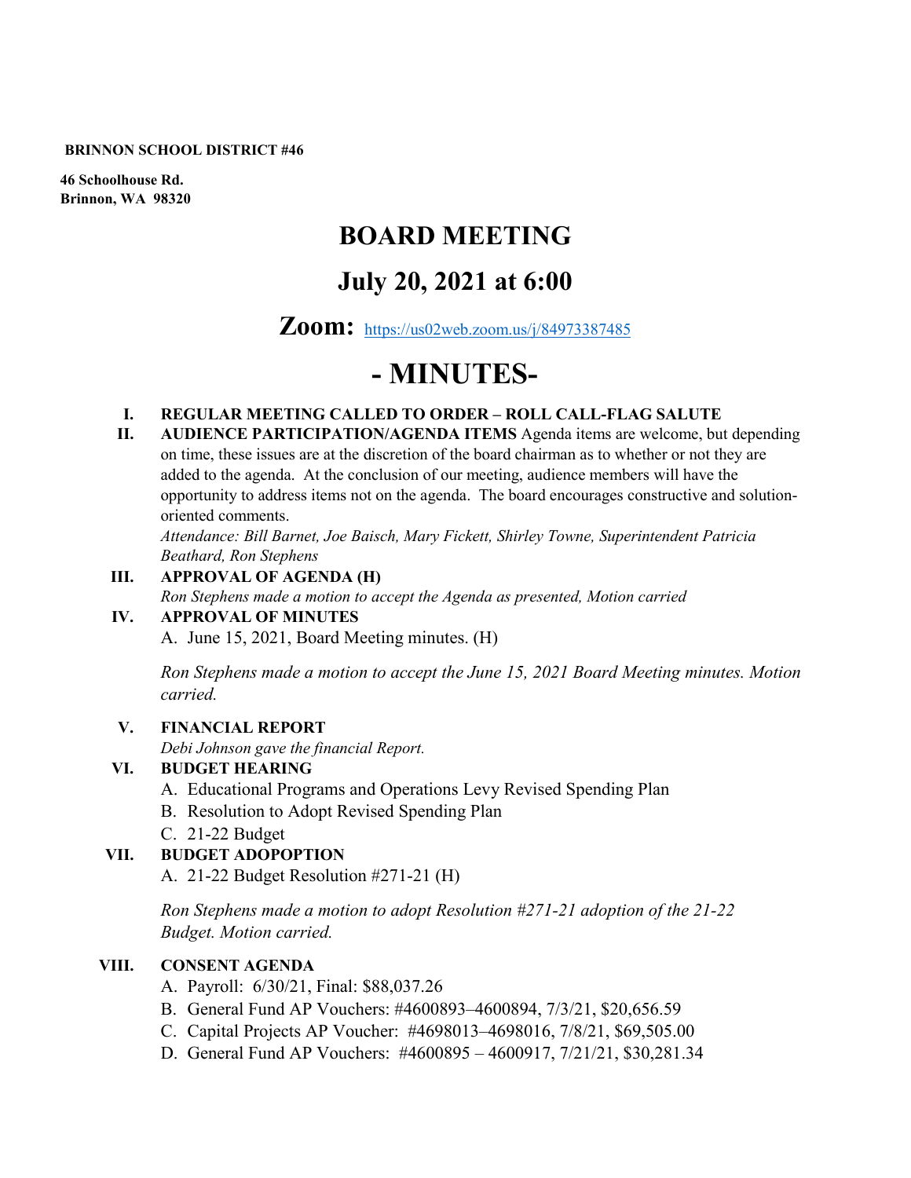**BRINNON SCHOOL DISTRICT #46**

**46 Schoolhouse Rd.**
**Brinnon, WA 98320**

# BOARD MEETING

## July 20, 2021 at 6:00

## Zoom: https://us02web.zoom.us/j/84973387485

# - MINUTES-

**I. REGULAR MEETING CALLED TO ORDER – ROLL CALL-FLAG SALUTE**

**II. AUDIENCE PARTICIPATION/AGENDA ITEMS** Agenda items are welcome, but depending on time, these issues are at the discretion of the board chairman as to whether or not they are added to the agenda. At the conclusion of our meeting, audience members will have the opportunity to address items not on the agenda. The board encourages constructive and solution-oriented comments.

*Attendance: Bill Barnet, Joe Baisch, Mary Fickett, Shirley Towne, Superintendent Patricia Beathard, Ron Stephens*

**III. APPROVAL OF AGENDA (H)**

*Ron Stephens made a motion to accept the Agenda as presented, Motion carried*

**IV. APPROVAL OF MINUTES**

A. June 15, 2021, Board Meeting minutes. (H)

*Ron Stephens made a motion to accept the June 15, 2021 Board Meeting minutes. Motion carried.*

**V. FINANCIAL REPORT**

*Debi Johnson gave the financial Report.*

**VI. BUDGET HEARING**

A. Educational Programs and Operations Levy Revised Spending Plan
B. Resolution to Adopt Revised Spending Plan
C. 21-22 Budget

**VII. BUDGET ADOPOPTION**

A. 21-22 Budget Resolution #271-21 (H)

*Ron Stephens made a motion to adopt Resolution #271-21 adoption of the 21-22 Budget. Motion carried.*

**VIII. CONSENT AGENDA**

A. Payroll: 6/30/21, Final: $88,037.26
B. General Fund AP Vouchers: #4600893–4600894, 7/3/21, $20,656.59
C. Capital Projects AP Voucher: #4698013–4698016, 7/8/21, $69,505.00
D. General Fund AP Vouchers: #4600895 – 4600917, 7/21/21, $30,281.34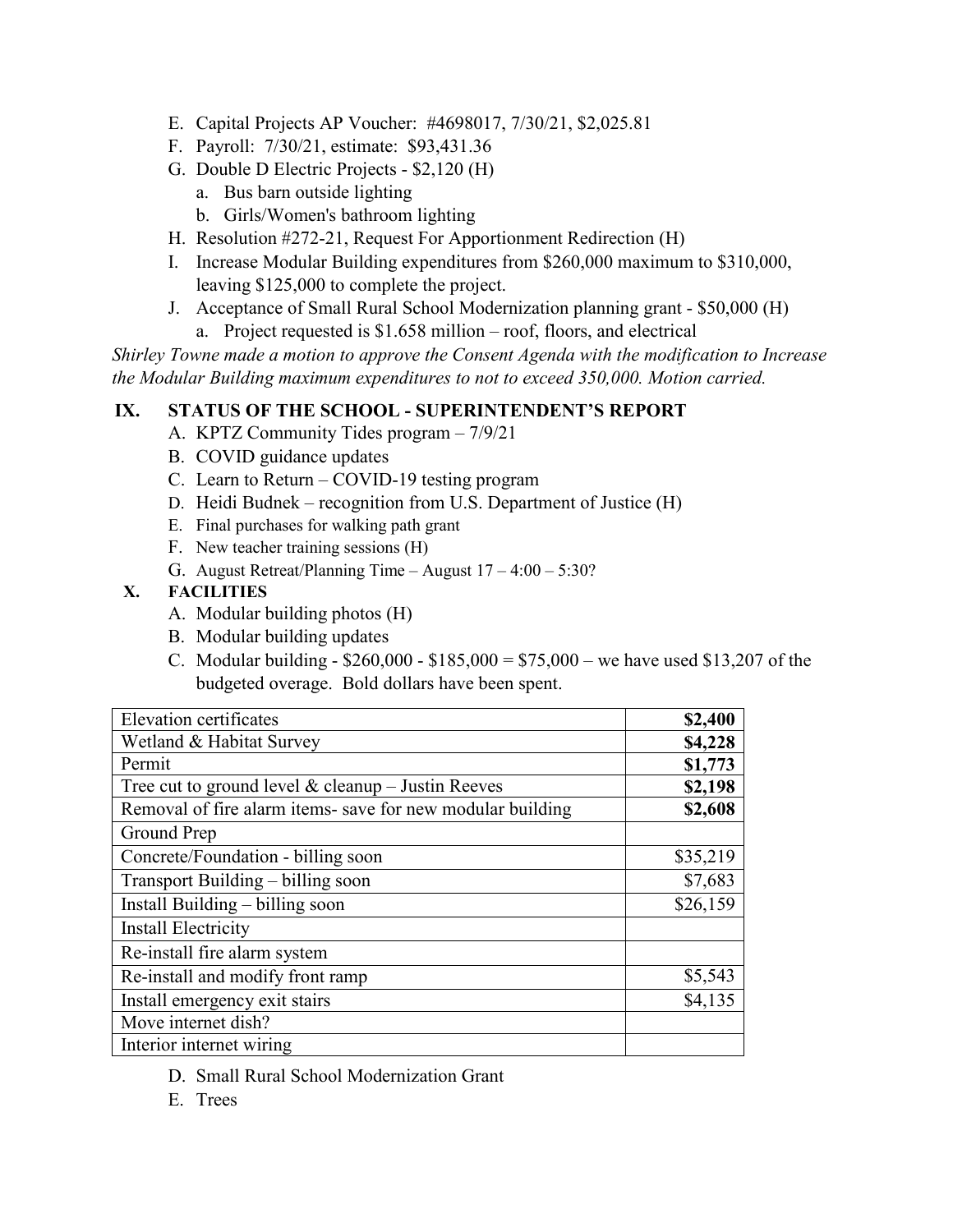E. Capital Projects AP Voucher: #4698017, 7/30/21, $2,025.81
F. Payroll: 7/30/21, estimate: $93,431.36
G. Double D Electric Projects - $2,120 (H)
    a. Bus barn outside lighting
    b. Girls/Women's bathroom lighting
H. Resolution #272-21, Request For Apportionment Redirection (H)
I. Increase Modular Building expenditures from $260,000 maximum to $310,000, leaving $125,000 to complete the project.
J. Acceptance of Small Rural School Modernization planning grant - $50,000 (H)
    a. Project requested is $1.658 million – roof, floors, and electrical

*Shirley Towne made a motion to approve the Consent Agenda with the modification to Increase the Modular Building maximum expenditures to not to exceed 350,000. Motion carried.*

## IX. STATUS OF THE SCHOOL - SUPERINTENDENT'S REPORT

A. KPTZ Community Tides program – 7/9/21
B. COVID guidance updates
C. Learn to Return – COVID-19 testing program
D. Heidi Budnek – recognition from U.S. Department of Justice (H)
E. Final purchases for walking path grant
F. New teacher training sessions (H)
G. August Retreat/Planning Time – August 17 – 4:00 – 5:30?

## X. FACILITIES

A. Modular building photos (H)
B. Modular building updates
C. Modular building - $260,000 - $185,000 = $75,000 – we have used $13,207 of the budgeted overage. Bold dollars have been spent.

| Item | Amount |
|---|---|
| Elevation certificates | **$2,400** |
| Wetland & Habitat Survey | **$4,228** |
| Permit | **$1,773** |
| Tree cut to ground level & cleanup – Justin Reeves | **$2,198** |
| Removal of fire alarm items- save for new modular building | **$2,608** |
| Ground Prep | |
| Concrete/Foundation - billing soon | $35,219 |
| Transport Building – billing soon | $7,683 |
| Install Building – billing soon | $26,159 |
| Install Electricity | |
| Re-install fire alarm system | |
| Re-install and modify front ramp | $5,543 |
| Install emergency exit stairs | $4,135 |
| Move internet dish? | |
| Interior internet wiring | |

D. Small Rural School Modernization Grant
E. Trees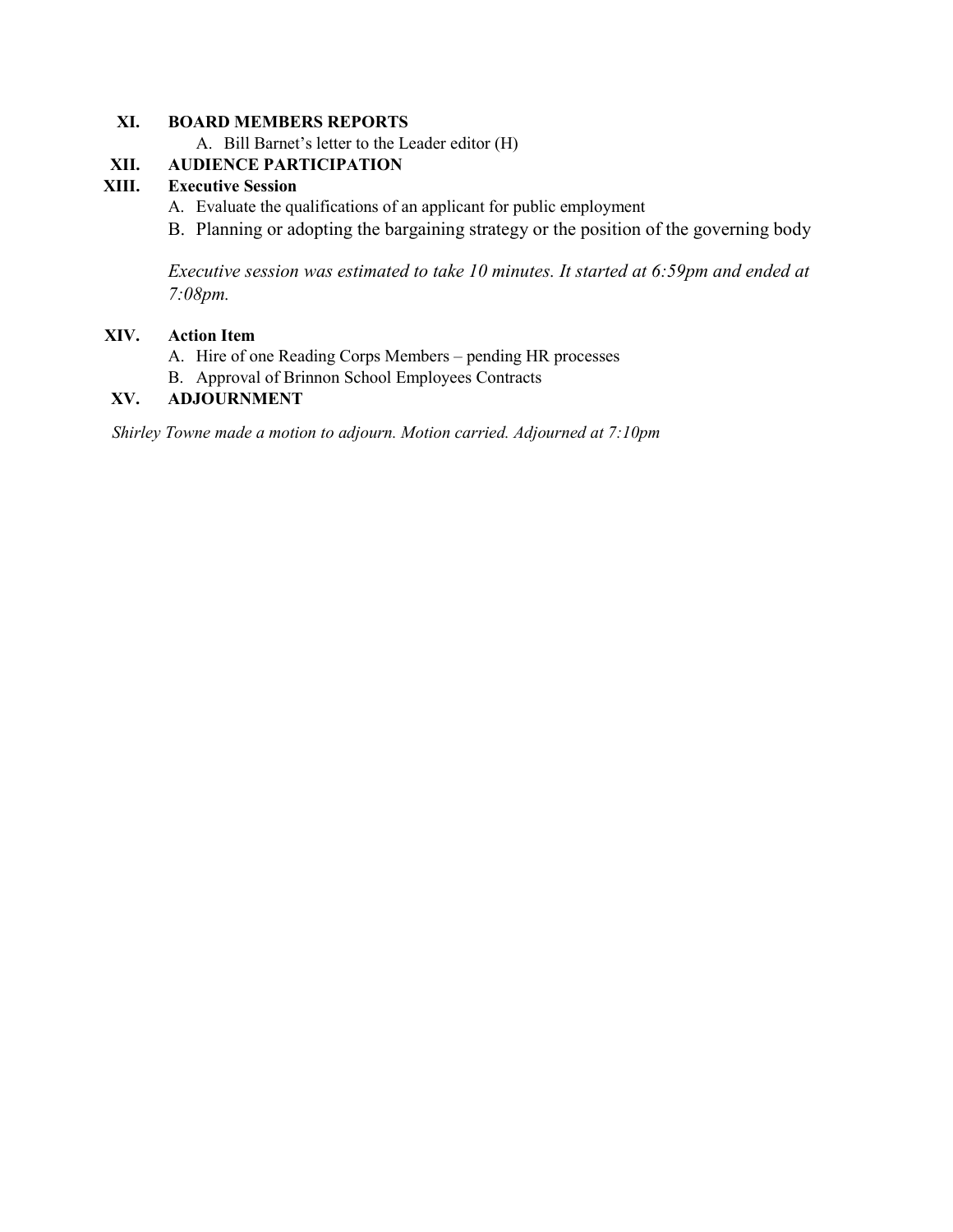**XI. BOARD MEMBERS REPORTS**

A. Bill Barnet's letter to the Leader editor (H)

**XII. AUDIENCE PARTICIPATION**

**XIII. Executive Session**

A. Evaluate the qualifications of an applicant for public employment

B. Planning or adopting the bargaining strategy or the position of the governing body

*Executive session was estimated to take 10 minutes. It started at 6:59pm and ended at 7:08pm.*

**XIV. Action Item**

A. Hire of one Reading Corps Members – pending HR processes

B. Approval of Brinnon School Employees Contracts

**XV. ADJOURNMENT**

*Shirley Towne made a motion to adjourn. Motion carried. Adjourned at 7:10pm*